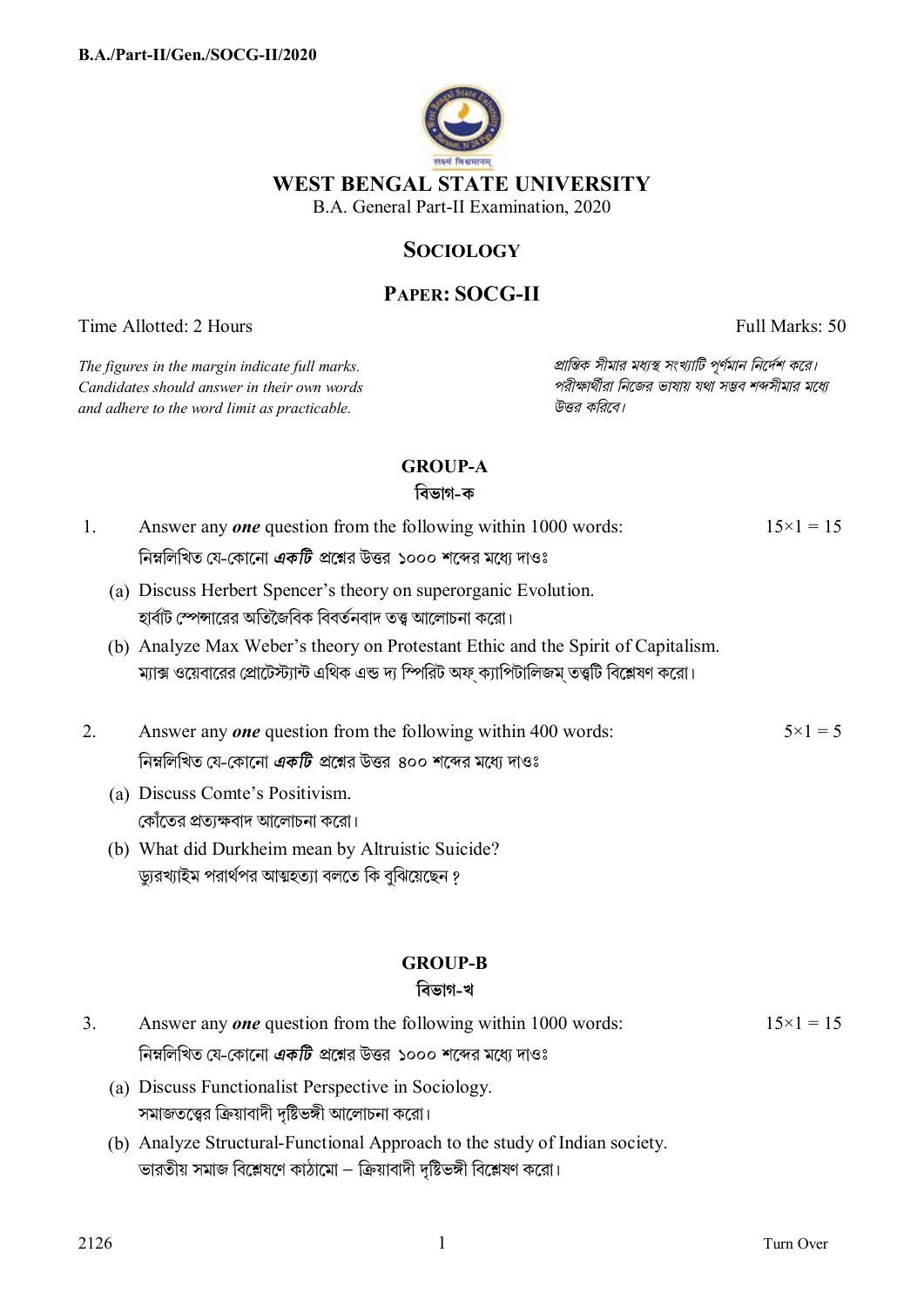B.A./Part-II/Gen./SOCG-II/2020

# WEST BENGAL STATE UNIVERSITY

B.A. General Part-II Examination, 2020

## SOCIOLOGY

## PAPER: SOCG-II

Time Allotted: 2 Hours | Full Marks: 50

*The figures in the margin indicate full marks.*
*Candidates should answer in their own words and adhere to the word limit as practicable.*

*প্রান্তিক সীমার মধ্যস্থ সংখ্যাটি পূর্ণমান নির্দেশ করে।*
*পরীক্ষার্থীরা নিজের ভাষায় যথা সম্ভব শব্দসীমার মধ্যে উত্তর করিবে।*

### GROUP-A
### বিভাগ-ক

1. Answer any ***one*** question from the following within 1000 words: — 15×1 = 15
   নিম্নলিখিত যে-কোনো ***একটি*** প্রশ্নের উত্তর ১০০০ শব্দের মধ্যে দাওঃ

   (a) Discuss Herbert Spencer's theory on superorganic Evolution.
   হার্বাট স্পেন্সারের অতিজৈবিক বিবর্তনবাদ তত্ত্ব আলোচনা করো।

   (b) Analyze Max Weber's theory on Protestant Ethic and the Spirit of Capitalism.
   ম্যাক্স ওয়েবারের প্রোটেস্ট্যান্ট এথিক এন্ড দ্য স্পিরিট অফ্ ক্যাপিটালিজম্ তত্ত্বটি বিশ্লেষণ করো।

2. Answer any ***one*** question from the following within 400 words: — 5×1 = 5
   নিম্নলিখিত যে-কোনো ***একটি*** প্রশ্নের উত্তর ৪০০ শব্দের মধ্যে দাওঃ

   (a) Discuss Comte's Positivism.
   কোঁতের প্রত্যক্ষবাদ আলোচনা করো।

   (b) What did Durkheim mean by Altruistic Suicide?
   ড্যুরখ্যাইম পরার্থপর আত্মহত্যা বলতে কি বুঝিয়েছেন ?

### GROUP-B
### বিভাগ-খ

3. Answer any ***one*** question from the following within 1000 words: — 15×1 = 15
   নিম্নলিখিত যে-কোনো ***একটি*** প্রশ্নের উত্তর ১০০০ শব্দের মধ্যে দাওঃ

   (a) Discuss Functionalist Perspective in Sociology.
   সমাজতত্ত্বের ক্রিয়াবাদী দৃষ্টিভঙ্গী আলোচনা করো।

   (b) Analyze Structural-Functional Approach to the study of Indian society.
   ভারতীয় সমাজ বিশ্লেষণে কাঠামো – ক্রিয়াবাদী দৃষ্টিভঙ্গী বিশ্লেষণ করো।

2126 | Turn Over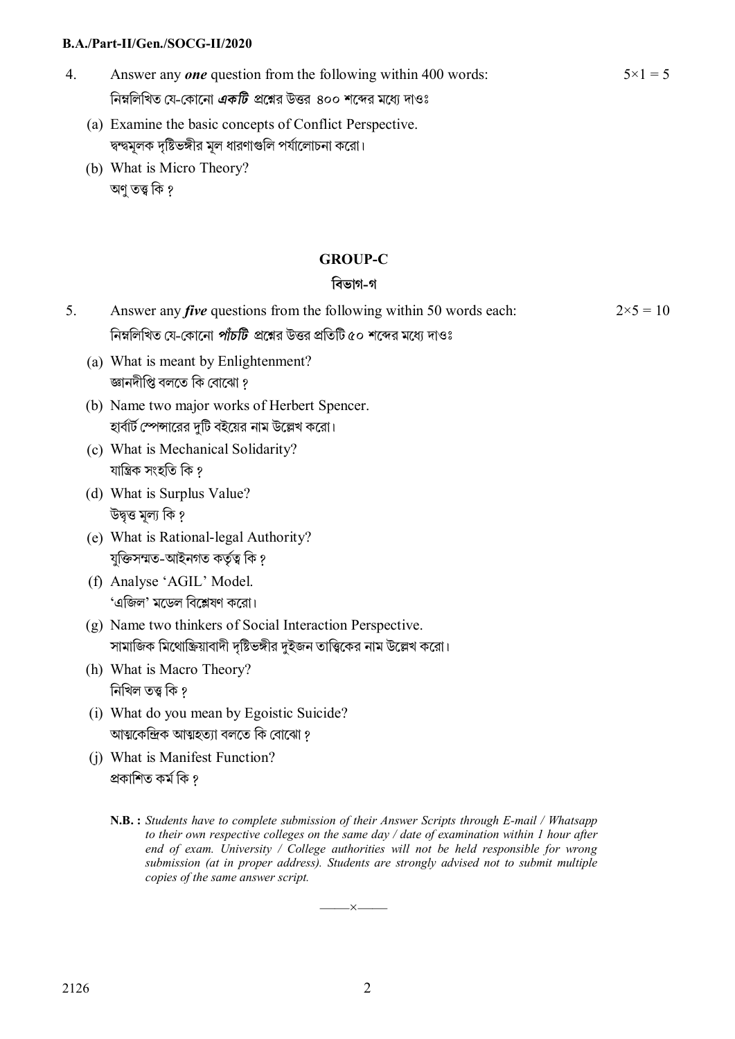4. Answer any ***one*** question from the following within 400 words: 5×1 = 5

নিম্নলিখিত যে-কোনো ***একটি*** প্রশ্নের উত্তর ৪০০ শব্দের মধ্যে দাওঃ

(a) Examine the basic concepts of Conflict Perspective.
দ্বন্দ্বমূলক দৃষ্টিভঙ্গীর মূল ধারণাগুলি পর্যালোচনা করো।

(b) What is Micro Theory?
অণু তত্ত্ব কি ?

## GROUP-C

## বিভাগ-গ

5. Answer any ***five*** questions from the following within 50 words each: 2×5 = 10

নিম্নলিখিত যে-কোনো ***পাঁচটি*** প্রশ্নের উত্তর প্রতিটি ৫০ শব্দের মধ্যে দাওঃ

(a) What is meant by Enlightenment?
জ্ঞানদীপ্তি বলতে কি বোঝো ?

(b) Name two major works of Herbert Spencer.
হার্বার্ট স্পেন্সারের দুটি বইয়ের নাম উল্লেখ করো।

(c) What is Mechanical Solidarity?
যান্ত্রিক সংহতি কি ?

(d) What is Surplus Value?
উদ্বৃত্ত মূল্য কি ?

(e) What is Rational-legal Authority?
যুক্তিসম্মত-আইনগত কর্তৃত্ব কি ?

(f) Analyse 'AGIL' Model.
'এজিল' মডেল বিশ্লেষণ করো।

(g) Name two thinkers of Social Interaction Perspective.
সামাজিক মিথোক্রিয়াবাদী দৃষ্টিভঙ্গীর দুইজন তাত্ত্বিকের নাম উল্লেখ করো।

(h) What is Macro Theory?
নিখিল তত্ত্ব কি ?

(i) What do you mean by Egoistic Suicide?
আত্মকেন্দ্রিক আত্মহত্যা বলতে কি বোঝো ?

(j) What is Manifest Function?
প্রকাশিত কর্ম কি ?

**N.B. :** *Students have to complete submission of their Answer Scripts through E-mail / Whatsapp to their own respective colleges on the same day / date of examination within 1 hour after end of exam. University / College authorities will not be held responsible for wrong submission (at in proper address). Students are strongly advised not to submit multiple copies of the same answer script.*

——×——